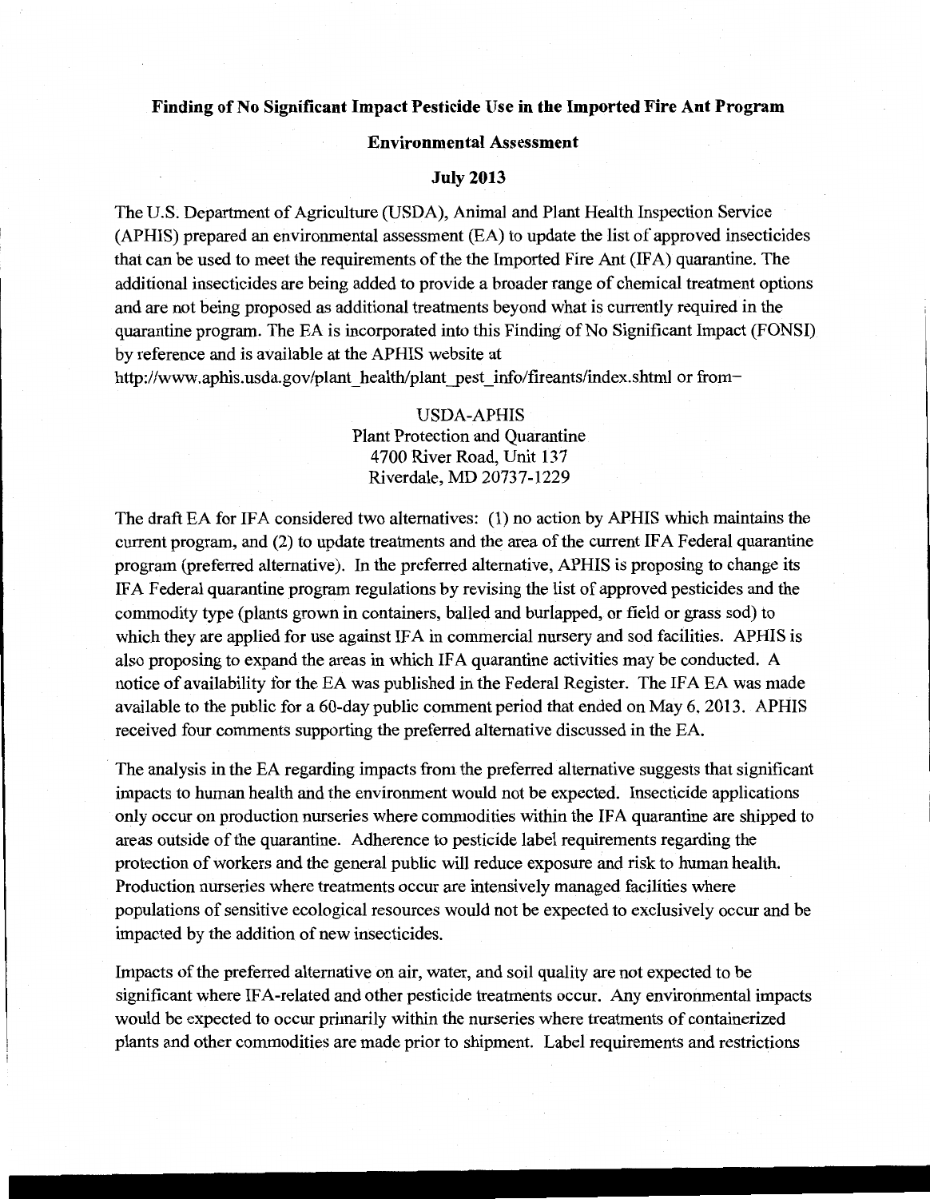**Finding of No Significant Impact Pesticide Use in the Imported Fire Ant Program**

**Environmental Assessment**

**July 2013**

The U.S. Department of Agriculture (USDA), Animal and Plant Health Inspection Service (APHIS) prepared an environmental assessment (EA) to update the list of approved insecticides that can be used to meet the requirements of the the Imported Fire Ant (IFA) quarantine. The additional insecticides are being added to provide a broader range of chemical treatment options and are not being proposed as additional treatments beyond what is currently required in the quarantine program. The EA is incorporated into this Finding of No Significant Impact (FONSI) by reference and is available at the APHIS website at http://www.aphis.usda.gov/plant_health/plant_pest_info/fireants/index.shtml or from–

USDA-APHIS
Plant Protection and Quarantine
4700 River Road, Unit 137
Riverdale, MD 20737-1229

The draft EA for IFA considered two alternatives: (1) no action by APHIS which maintains the current program, and (2) to update treatments and the area of the current IFA Federal quarantine program (preferred alternative). In the preferred alternative, APHIS is proposing to change its IFA Federal quarantine program regulations by revising the list of approved pesticides and the commodity type (plants grown in containers, balled and burlapped, or field or grass sod) to which they are applied for use against IFA in commercial nursery and sod facilities. APHIS is also proposing to expand the areas in which IFA quarantine activities may be conducted. A notice of availability for the EA was published in the Federal Register. The IFA EA was made available to the public for a 60-day public comment period that ended on May 6, 2013. APHIS received four comments supporting the preferred alternative discussed in the EA.

The analysis in the EA regarding impacts from the preferred alternative suggests that significant impacts to human health and the environment would not be expected. Insecticide applications only occur on production nurseries where commodities within the IFA quarantine are shipped to areas outside of the quarantine. Adherence to pesticide label requirements regarding the protection of workers and the general public will reduce exposure and risk to human health. Production nurseries where treatments occur are intensively managed facilities where populations of sensitive ecological resources would not be expected to exclusively occur and be impacted by the addition of new insecticides.

Impacts of the preferred alternative on air, water, and soil quality are not expected to be significant where IFA-related and other pesticide treatments occur. Any environmental impacts would be expected to occur primarily within the nurseries where treatments of containerized plants and other commodities are made prior to shipment. Label requirements and restrictions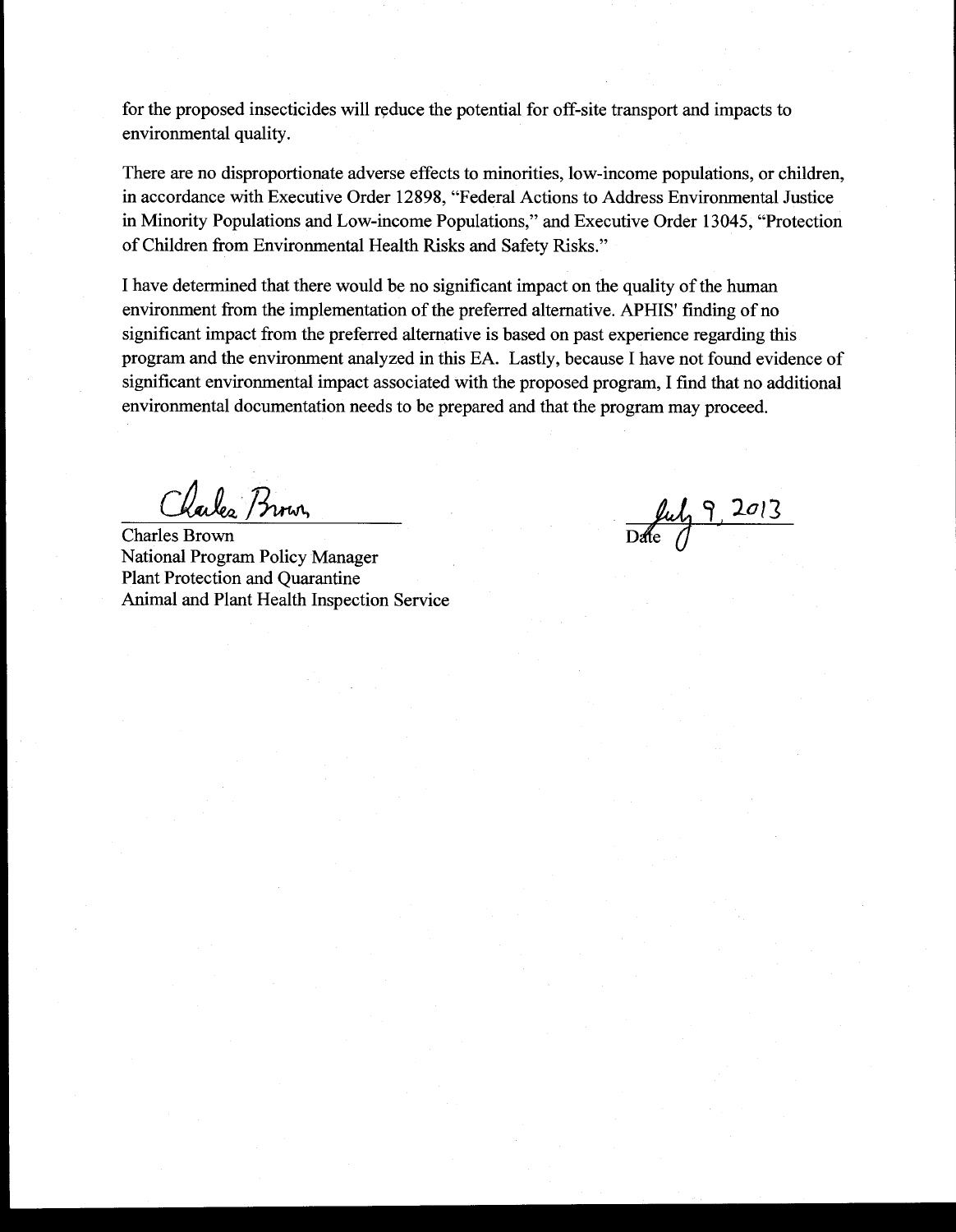for the proposed insecticides will reduce the potential for off-site transport and impacts to environmental quality.

There are no disproportionate adverse effects to minorities, low-income populations, or children, in accordance with Executive Order 12898, "Federal Actions to Address Environmental Justice in Minority Populations and Low-income Populations," and Executive Order 13045, "Protection of Children from Environmental Health Risks and Safety Risks."

I have determined that there would be no significant impact on the quality of the human environment from the implementation of the preferred alternative. APHIS' finding of no significant impact from the preferred alternative is based on past experience regarding this program and the environment analyzed in this EA. Lastly, because I have not found evidence of significant environmental impact associated with the proposed program, I find that no additional environmental documentation needs to be prepared and that the program may proceed.

Charles Brown

Charles Brown
National Program Policy Manager
Plant Protection and Quarantine
Animal and Plant Health Inspection Service

July 9, 2013
Date